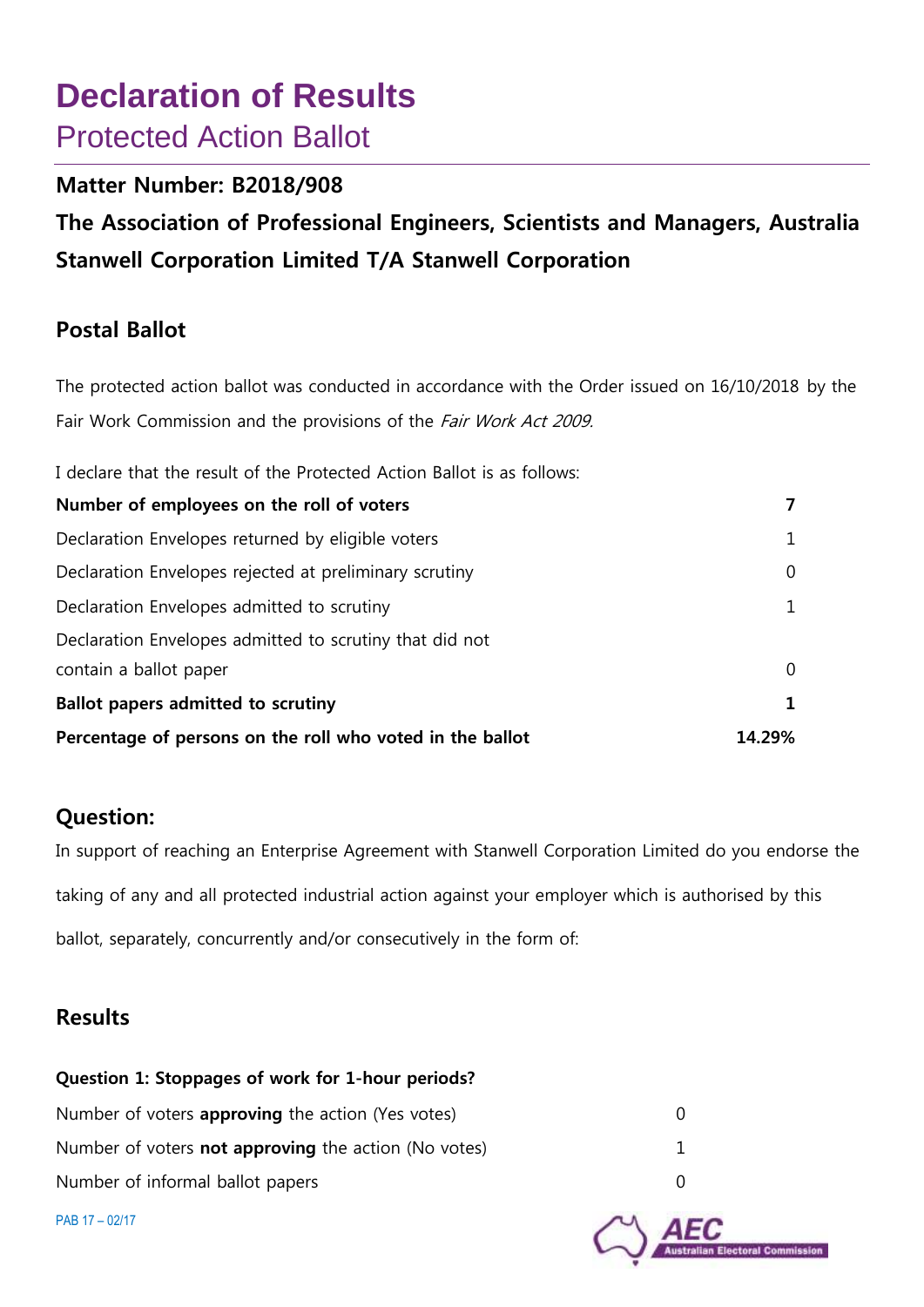# Declaration of Results

## Protected Action Ballot

### Matter Number: B2018/908

### The Association of Professional Engineers, Scientists and Managers, Australia

### Stanwell Corporation Limited T/A Stanwell Corporation

## Postal Ballot

The protected action ballot was conducted in accordance with the Order issued on 16/10/2018 by the Fair Work Commission and the provisions of the *Fair Work Act 2009*.

I declare that the result of the Protected Action Ballot is as follows:

| | |
|---|---|
| **Number of employees on the roll of voters** | **7** |
| Declaration Envelopes returned by eligible voters | 1 |
| Declaration Envelopes rejected at preliminary scrutiny | 0 |
| Declaration Envelopes admitted to scrutiny | 1 |
| Declaration Envelopes admitted to scrutiny that did not contain a ballot paper | 0 |
| **Ballot papers admitted to scrutiny** | **1** |
| **Percentage of persons on the roll who voted in the ballot** | **14.29%** |

## Question:

In support of reaching an Enterprise Agreement with Stanwell Corporation Limited do you endorse the taking of any and all protected industrial action against your employer which is authorised by this ballot, separately, concurrently and/or consecutively in the form of:

## Results

**Question 1: Stoppages of work for 1-hour periods?**

| | |
|---|---|
| Number of voters **approving** the action (Yes votes) | 0 |
| Number of voters **not approving** the action (No votes) | 1 |
| Number of informal ballot papers | 0 |

PAB 17 – 02/17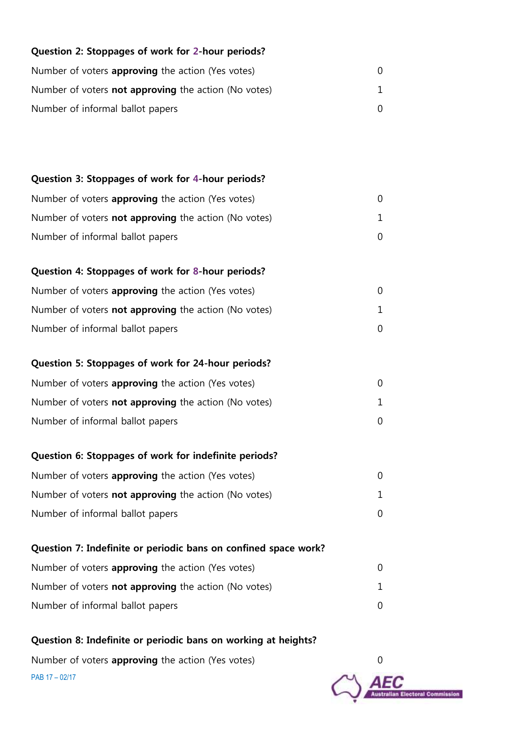**Question 2: Stoppages of work for 2-hour periods?**

| | |
|---|---|
| Number of voters **approving** the action (Yes votes) | 0 |
| Number of voters **not approving** the action (No votes) | 1 |
| Number of informal ballot papers | 0 |

**Question 3: Stoppages of work for 4-hour periods?**

| | |
|---|---|
| Number of voters **approving** the action (Yes votes) | 0 |
| Number of voters **not approving** the action (No votes) | 1 |
| Number of informal ballot papers | 0 |

**Question 4: Stoppages of work for 8-hour periods?**

| | |
|---|---|
| Number of voters **approving** the action (Yes votes) | 0 |
| Number of voters **not approving** the action (No votes) | 1 |
| Number of informal ballot papers | 0 |

**Question 5: Stoppages of work for 24-hour periods?**

| | |
|---|---|
| Number of voters **approving** the action (Yes votes) | 0 |
| Number of voters **not approving** the action (No votes) | 1 |
| Number of informal ballot papers | 0 |

**Question 6: Stoppages of work for indefinite periods?**

| | |
|---|---|
| Number of voters **approving** the action (Yes votes) | 0 |
| Number of voters **not approving** the action (No votes) | 1 |
| Number of informal ballot papers | 0 |

**Question 7: Indefinite or periodic bans on confined space work?**

| | |
|---|---|
| Number of voters **approving** the action (Yes votes) | 0 |
| Number of voters **not approving** the action (No votes) | 1 |
| Number of informal ballot papers | 0 |

**Question 8: Indefinite or periodic bans on working at heights?**

| | |
|---|---|
| Number of voters **approving** the action (Yes votes) | 0 |

PAB 17 – 02/17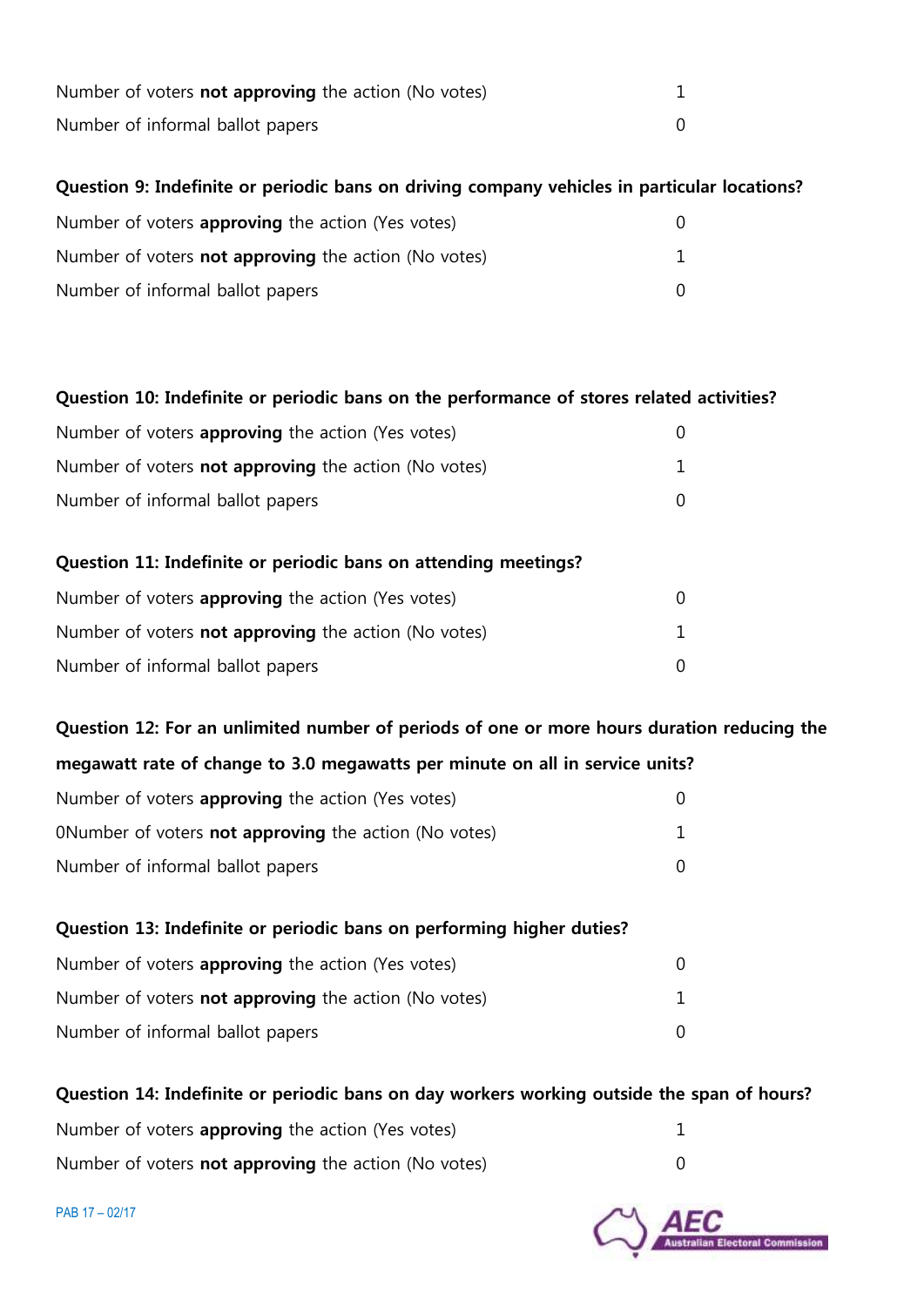| | |
|---|---|
| Number of voters **not approving** the action (No votes) | 1 |
| Number of informal ballot papers | 0 |

**Question 9: Indefinite or periodic bans on driving company vehicles in particular locations?**

| | |
|---|---|
| Number of voters **approving** the action (Yes votes) | 0 |
| Number of voters **not approving** the action (No votes) | 1 |
| Number of informal ballot papers | 0 |

**Question 10: Indefinite or periodic bans on the performance of stores related activities?**

| | |
|---|---|
| Number of voters **approving** the action (Yes votes) | 0 |
| Number of voters **not approving** the action (No votes) | 1 |
| Number of informal ballot papers | 0 |

**Question 11: Indefinite or periodic bans on attending meetings?**

| | |
|---|---|
| Number of voters **approving** the action (Yes votes) | 0 |
| Number of voters **not approving** the action (No votes) | 1 |
| Number of informal ballot papers | 0 |

**Question 12: For an unlimited number of periods of one or more hours duration reducing the megawatt rate of change to 3.0 megawatts per minute on all in service units?**

| | |
|---|---|
| Number of voters **approving** the action (Yes votes) | 0 |
| 0Number of voters **not approving** the action (No votes) | 1 |
| Number of informal ballot papers | 0 |

**Question 13: Indefinite or periodic bans on performing higher duties?**

| | |
|---|---|
| Number of voters **approving** the action (Yes votes) | 0 |
| Number of voters **not approving** the action (No votes) | 1 |
| Number of informal ballot papers | 0 |

**Question 14: Indefinite or periodic bans on day workers working outside the span of hours?**

| | |
|---|---|
| Number of voters **approving** the action (Yes votes) | 1 |
| Number of voters **not approving** the action (No votes) | 0 |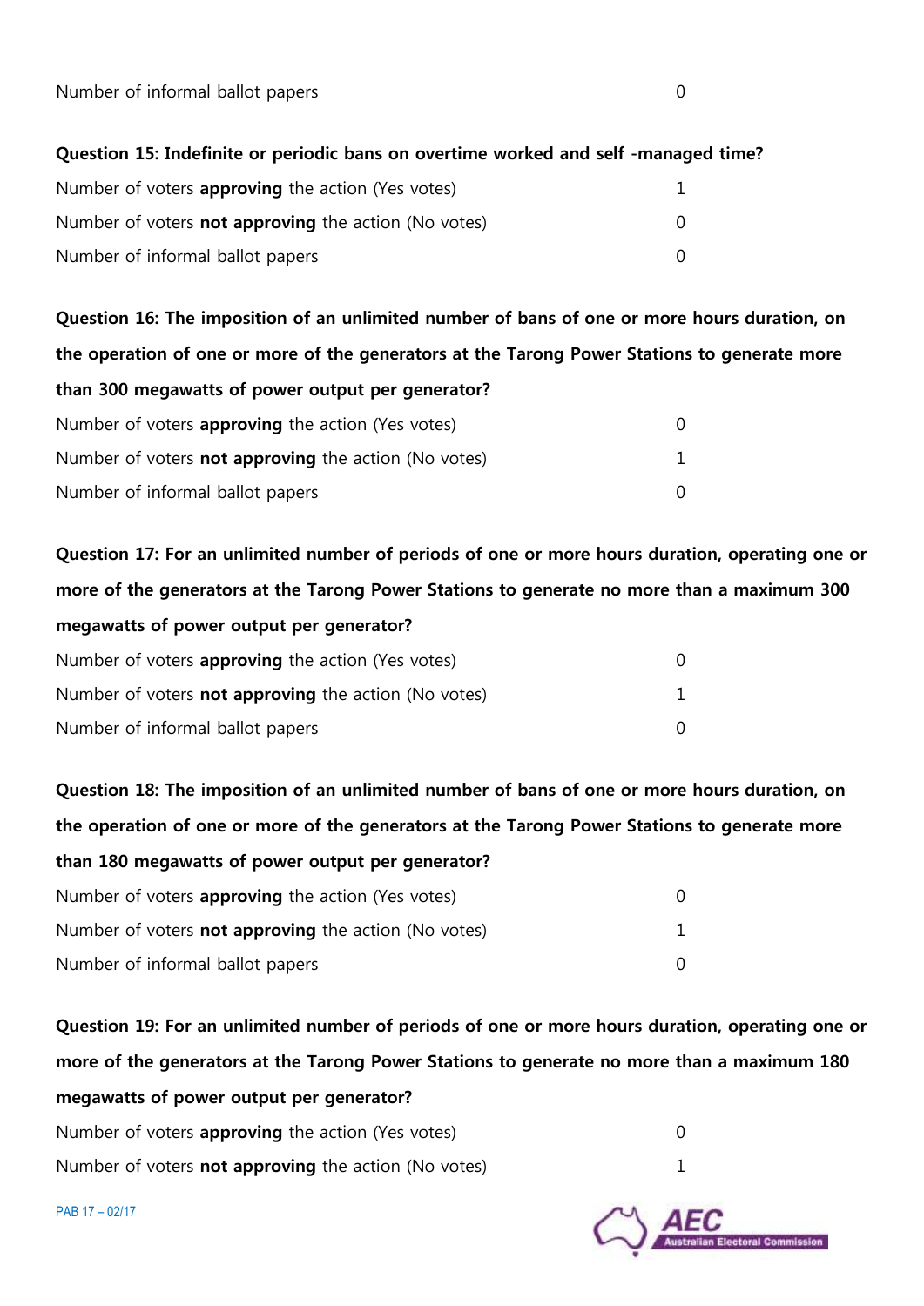| | |
|---|---|
| Number of informal ballot papers | 0 |

**Question 15: Indefinite or periodic bans on overtime worked and self -managed time?**

| | |
|---|---|
| Number of voters **approving** the action (Yes votes) | 1 |
| Number of voters **not approving** the action (No votes) | 0 |
| Number of informal ballot papers | 0 |

**Question 16: The imposition of an unlimited number of bans of one or more hours duration, on the operation of one or more of the generators at the Tarong Power Stations to generate more than 300 megawatts of power output per generator?**

| | |
|---|---|
| Number of voters **approving** the action (Yes votes) | 0 |
| Number of voters **not approving** the action (No votes) | 1 |
| Number of informal ballot papers | 0 |

**Question 17: For an unlimited number of periods of one or more hours duration, operating one or more of the generators at the Tarong Power Stations to generate no more than a maximum 300 megawatts of power output per generator?**

| | |
|---|---|
| Number of voters **approving** the action (Yes votes) | 0 |
| Number of voters **not approving** the action (No votes) | 1 |
| Number of informal ballot papers | 0 |

**Question 18: The imposition of an unlimited number of bans of one or more hours duration, on the operation of one or more of the generators at the Tarong Power Stations to generate more than 180 megawatts of power output per generator?**

| | |
|---|---|
| Number of voters **approving** the action (Yes votes) | 0 |
| Number of voters **not approving** the action (No votes) | 1 |
| Number of informal ballot papers | 0 |

**Question 19: For an unlimited number of periods of one or more hours duration, operating one or more of the generators at the Tarong Power Stations to generate no more than a maximum 180 megawatts of power output per generator?**

| | |
|---|---|
| Number of voters **approving** the action (Yes votes) | 0 |
| Number of voters **not approving** the action (No votes) | 1 |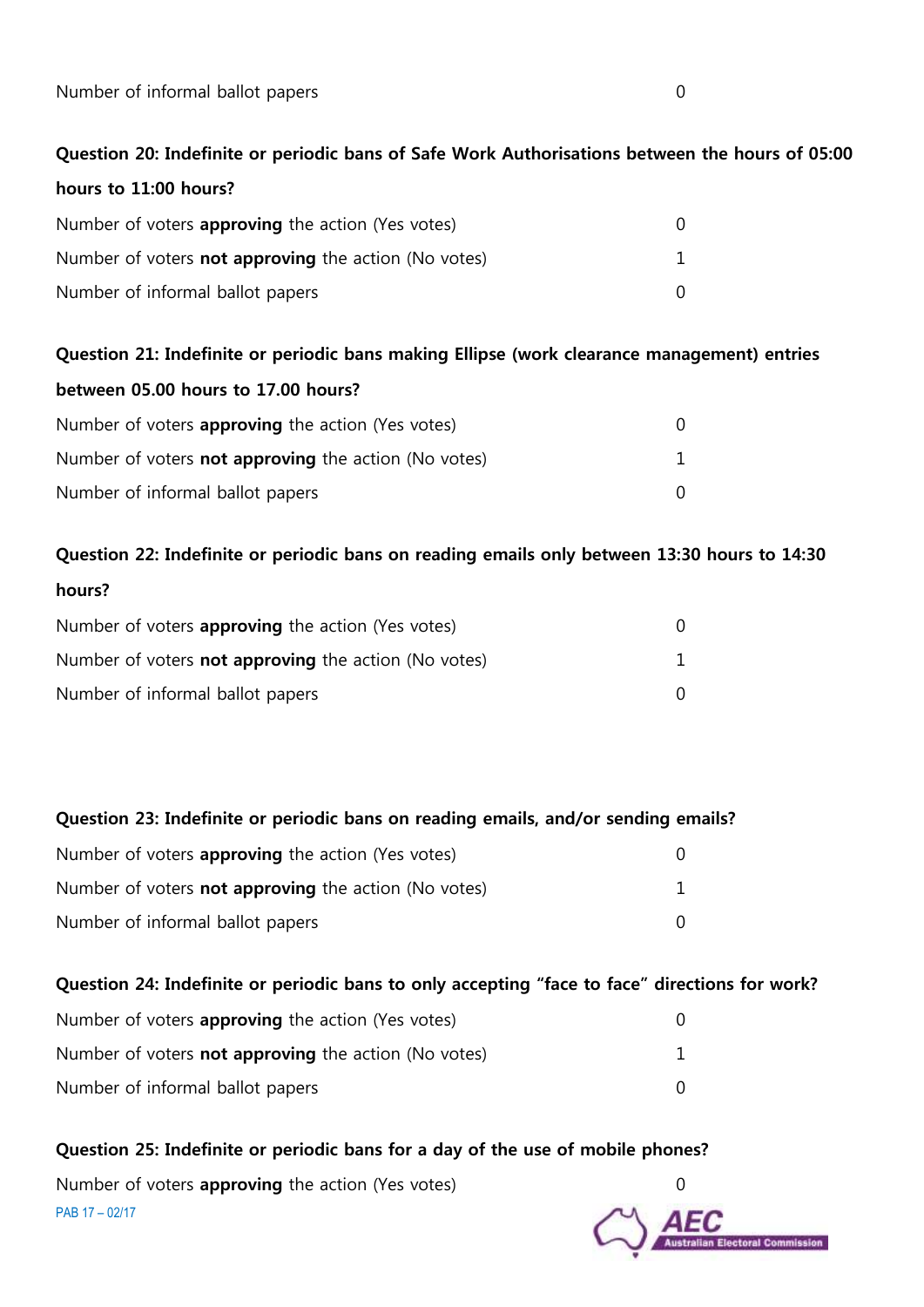| | |
|---|---|
| Number of informal ballot papers | 0 |

**Question 20: Indefinite or periodic bans of Safe Work Authorisations between the hours of 05:00 hours to 11:00 hours?**

| | |
|---|---|
| Number of voters **approving** the action (Yes votes) | 0 |
| Number of voters **not approving** the action (No votes) | 1 |
| Number of informal ballot papers | 0 |

**Question 21: Indefinite or periodic bans making Ellipse (work clearance management) entries between 05.00 hours to 17.00 hours?**

| | |
|---|---|
| Number of voters **approving** the action (Yes votes) | 0 |
| Number of voters **not approving** the action (No votes) | 1 |
| Number of informal ballot papers | 0 |

**Question 22: Indefinite or periodic bans on reading emails only between 13:30 hours to 14:30 hours?**

| | |
|---|---|
| Number of voters **approving** the action (Yes votes) | 0 |
| Number of voters **not approving** the action (No votes) | 1 |
| Number of informal ballot papers | 0 |

**Question 23: Indefinite or periodic bans on reading emails, and/or sending emails?**

| | |
|---|---|
| Number of voters **approving** the action (Yes votes) | 0 |
| Number of voters **not approving** the action (No votes) | 1 |
| Number of informal ballot papers | 0 |

**Question 24: Indefinite or periodic bans to only accepting "face to face" directions for work?**

| | |
|---|---|
| Number of voters **approving** the action (Yes votes) | 0 |
| Number of voters **not approving** the action (No votes) | 1 |
| Number of informal ballot papers | 0 |

**Question 25: Indefinite or periodic bans for a day of the use of mobile phones?**

| | |
|---|---|
| Number of voters **approving** the action (Yes votes) | 0 |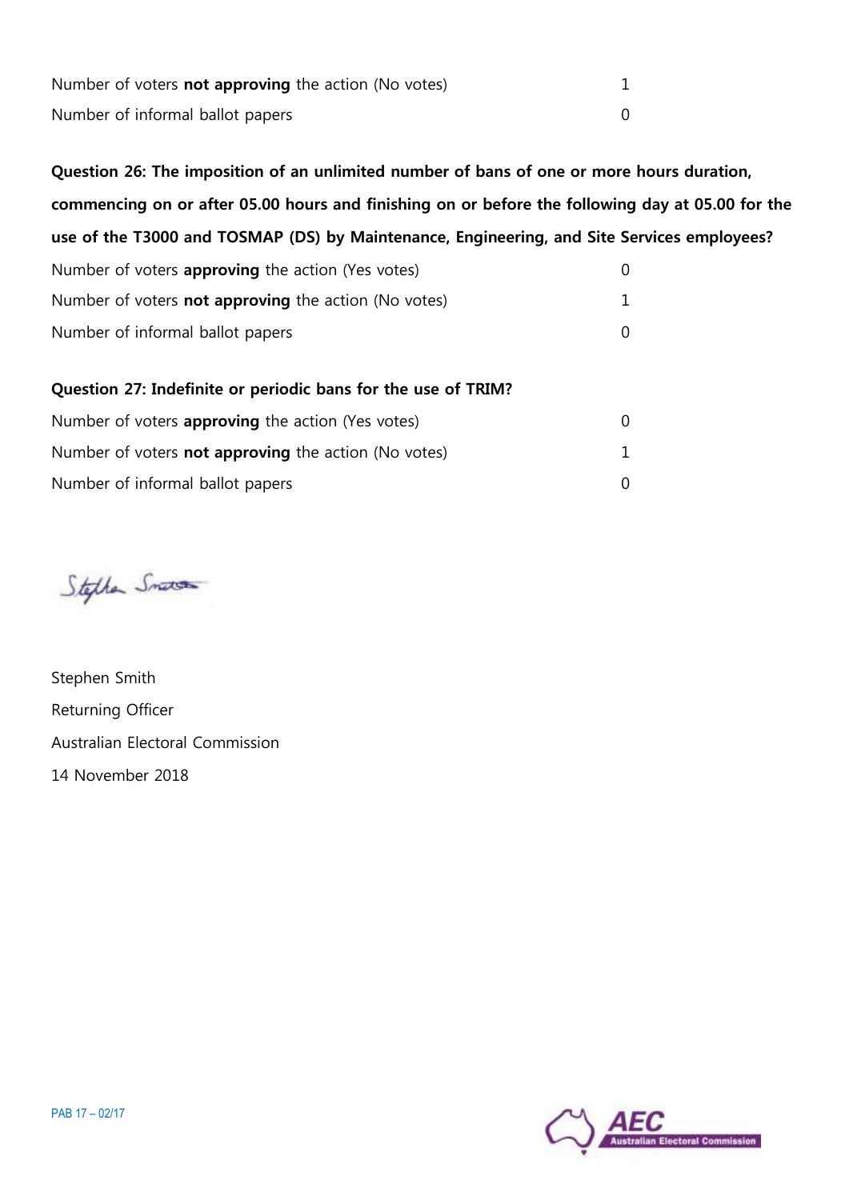| | |
|---|---|
| Number of voters **not approving** the action (No votes) | 1 |
| Number of informal ballot papers | 0 |

**Question 26: The imposition of an unlimited number of bans of one or more hours duration, commencing on or after 05.00 hours and finishing on or before the following day at 05.00 for the use of the T3000 and TOSMAP (DS) by Maintenance, Engineering, and Site Services employees?**

| | |
|---|---|
| Number of voters **approving** the action (Yes votes) | 0 |
| Number of voters **not approving** the action (No votes) | 1 |
| Number of informal ballot papers | 0 |

**Question 27: Indefinite or periodic bans for the use of TRIM?**

| | |
|---|---|
| Number of voters **approving** the action (Yes votes) | 0 |
| Number of voters **not approving** the action (No votes) | 1 |
| Number of informal ballot papers | 0 |

Stephen Smith
Returning Officer
Australian Electoral Commission
14 November 2018

PAB 17 – 02/17